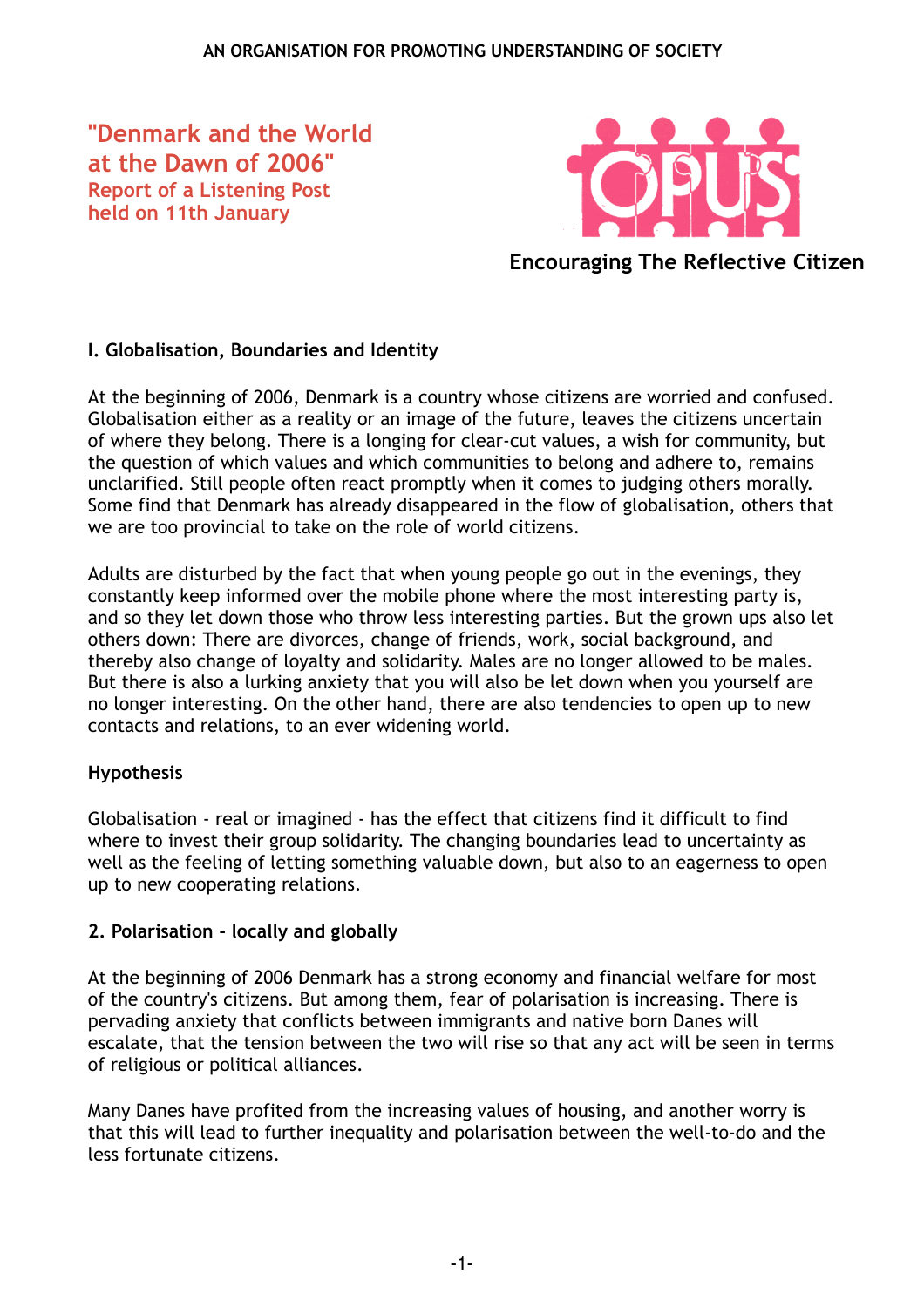AN ORGANISATION FOR PROMOTING UNDERSTANDING OF SOCIETY

# "Denmark and the World at the Dawn of 2006"

## Report of a Listening Post held on 11th January

OPUS

**Encouraging The Reflective Citizen**

### I. Globalisation, Boundaries and Identity

At the beginning of 2006, Denmark is a country whose citizens are worried and confused. Globalisation either as a reality or an image of the future, leaves the citizens uncertain of where they belong. There is a longing for clear-cut values, a wish for community, but the question of which values and which communities to belong and adhere to, remains unclarified. Still people often react promptly when it comes to judging others morally. Some find that Denmark has already disappeared in the flow of globalisation, others that we are too provincial to take on the role of world citizens.

Adults are disturbed by the fact that when young people go out in the evenings, they constantly keep informed over the mobile phone where the most interesting party is, and so they let down those who throw less interesting parties. But the grown ups also let others down: There are divorces, change of friends, work, social background, and thereby also change of loyalty and solidarity. Males are no longer allowed to be males. But there is also a lurking anxiety that you will also be let down when you yourself are no longer interesting. On the other hand, there are also tendencies to open up to new contacts and relations, to an ever widening world.

#### Hypothesis

Globalisation - real or imagined - has the effect that citizens find it difficult to find where to invest their group solidarity. The changing boundaries lead to uncertainty as well as the feeling of letting something valuable down, but also to an eagerness to open up to new cooperating relations.

### 2. Polarisation - locally and globally

At the beginning of 2006 Denmark has a strong economy and financial welfare for most of the country's citizens. But among them, fear of polarisation is increasing. There is pervading anxiety that conflicts between immigrants and native born Danes will escalate, that the tension between the two will rise so that any act will be seen in terms of religious or political alliances.

Many Danes have profited from the increasing values of housing, and another worry is that this will lead to further inequality and polarisation between the well-to-do and the less fortunate citizens.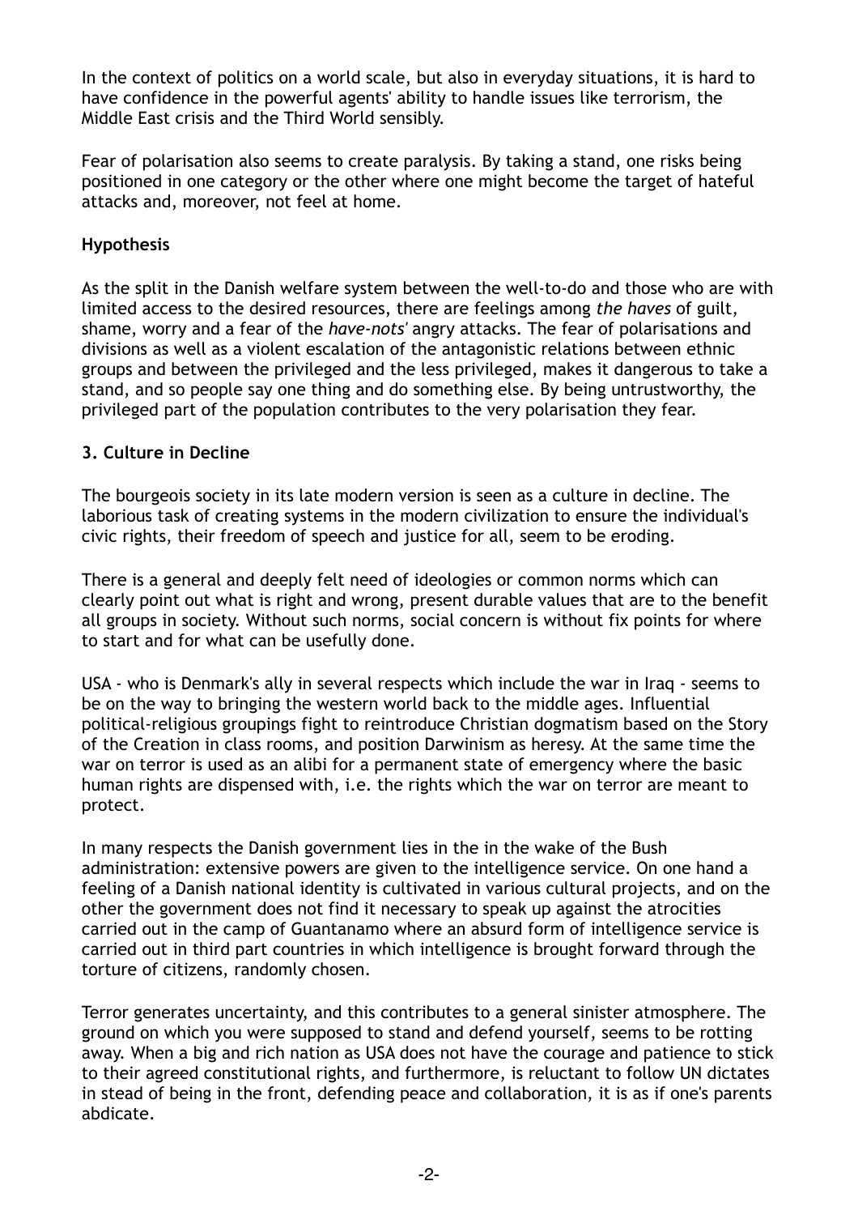In the context of politics on a world scale, but also in everyday situations, it is hard to have confidence in the powerful agents' ability to handle issues like terrorism, the Middle East crisis and the Third World sensibly.

Fear of polarisation also seems to create paralysis. By taking a stand, one risks being positioned in one category or the other where one might become the target of hateful attacks and, moreover, not feel at home.

**Hypothesis**

As the split in the Danish welfare system between the well-to-do and those who are with limited access to the desired resources, there are feelings among *the haves* of guilt, shame, worry and a fear of the *have-nots'* angry attacks. The fear of polarisations and divisions as well as a violent escalation of the antagonistic relations between ethnic groups and between the privileged and the less privileged, makes it dangerous to take a stand, and so people say one thing and do something else. By being untrustworthy, the privileged part of the population contributes to the very polarisation they fear.

### 3. Culture in Decline

The bourgeois society in its late modern version is seen as a culture in decline. The laborious task of creating systems in the modern civilization to ensure the individual's civic rights, their freedom of speech and justice for all, seem to be eroding.

There is a general and deeply felt need of ideologies or common norms which can clearly point out what is right and wrong, present durable values that are to the benefit all groups in society. Without such norms, social concern is without fix points for where to start and for what can be usefully done.

USA - who is Denmark's ally in several respects which include the war in Iraq - seems to be on the way to bringing the western world back to the middle ages. Influential political-religious groupings fight to reintroduce Christian dogmatism based on the Story of the Creation in class rooms, and position Darwinism as heresy. At the same time the war on terror is used as an alibi for a permanent state of emergency where the basic human rights are dispensed with, i.e. the rights which the war on terror are meant to protect.

In many respects the Danish government lies in the in the wake of the Bush administration: extensive powers are given to the intelligence service. On one hand a feeling of a Danish national identity is cultivated in various cultural projects, and on the other the government does not find it necessary to speak up against the atrocities carried out in the camp of Guantanamo where an absurd form of intelligence service is carried out in third part countries in which intelligence is brought forward through the torture of citizens, randomly chosen.

Terror generates uncertainty, and this contributes to a general sinister atmosphere. The ground on which you were supposed to stand and defend yourself, seems to be rotting away. When a big and rich nation as USA does not have the courage and patience to stick to their agreed constitutional rights, and furthermore, is reluctant to follow UN dictates in stead of being in the front, defending peace and collaboration, it is as if one's parents abdicate.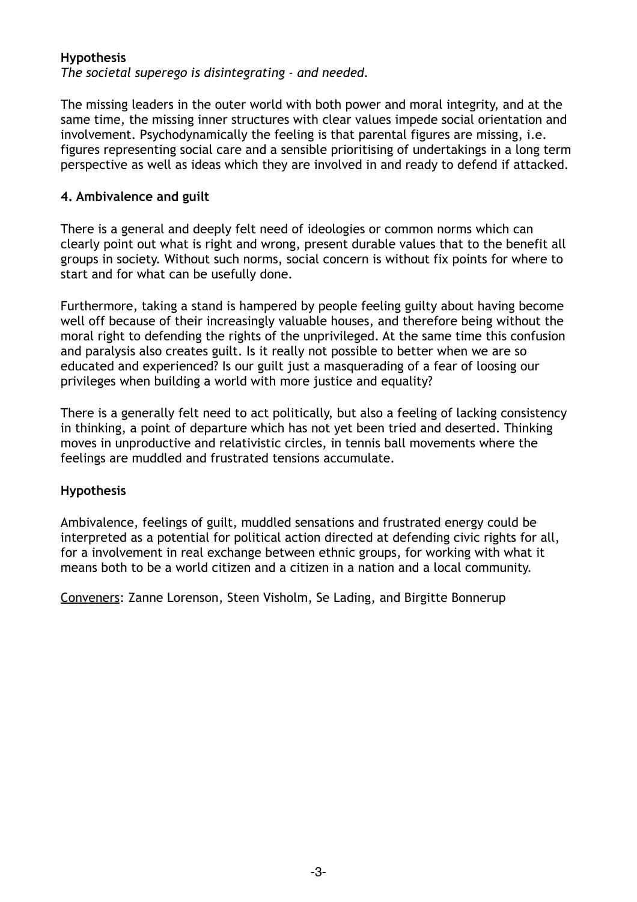**Hypothesis**

*The societal superego is disintegrating - and needed.*

The missing leaders in the outer world with both power and moral integrity, and at the same time, the missing inner structures with clear values impede social orientation and involvement. Psychodynamically the feeling is that parental figures are missing, i.e. figures representing social care and a sensible prioritising of undertakings in a long term perspective as well as ideas which they are involved in and ready to defend if attacked.

## 4. Ambivalence and guilt

There is a general and deeply felt need of ideologies or common norms which can clearly point out what is right and wrong, present durable values that to the benefit all groups in society. Without such norms, social concern is without fix points for where to start and for what can be usefully done.

Furthermore, taking a stand is hampered by people feeling guilty about having become well off because of their increasingly valuable houses, and therefore being without the moral right to defending the rights of the unprivileged. At the same time this confusion and paralysis also creates guilt. Is it really not possible to better when we are so educated and experienced? Is our guilt just a masquerading of a fear of loosing our privileges when building a world with more justice and equality?

There is a generally felt need to act politically, but also a feeling of lacking consistency in thinking, a point of departure which has not yet been tried and deserted. Thinking moves in unproductive and relativistic circles, in tennis ball movements where the feelings are muddled and frustrated tensions accumulate.

**Hypothesis**

Ambivalence, feelings of guilt, muddled sensations and frustrated energy could be interpreted as a potential for political action directed at defending civic rights for all, for a involvement in real exchange between ethnic groups, for working with what it means both to be a world citizen and a citizen in a nation and a local community.

Conveners: Zanne Lorenson, Steen Visholm, Se Lading, and Birgitte Bonnerup